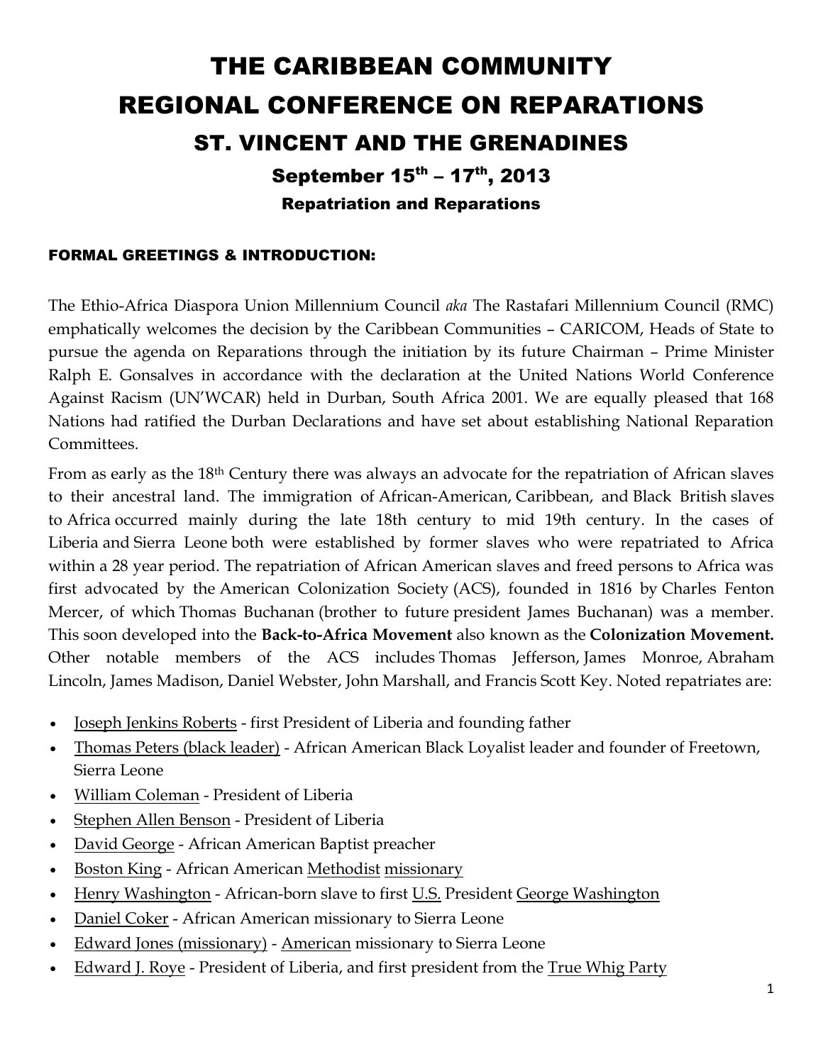# THE CARIBBEAN COMMUNITY REGIONAL CONFERENCE ON REPARATIONS

## ST. VINCENT AND THE GRENADINES

### September 15th – 17th, 2013

### Repatriation and Reparations

#### FORMAL GREETINGS & INTRODUCTION:

The Ethio-Africa Diaspora Union Millennium Council *aka* The Rastafari Millennium Council (RMC) emphatically welcomes the decision by the Caribbean Communities – CARICOM, Heads of State to pursue the agenda on Reparations through the initiation by its future Chairman – Prime Minister Ralph E. Gonsalves in accordance with the declaration at the United Nations World Conference Against Racism (UN'WCAR) held in Durban, South Africa 2001. We are equally pleased that 168 Nations had ratified the Durban Declarations and have set about establishing National Reparation Committees.

From as early as the 18th Century there was always an advocate for the repatriation of African slaves to their ancestral land. The immigration of African-American, Caribbean, and Black British slaves to Africa occurred mainly during the late 18th century to mid 19th century. In the cases of Liberia and Sierra Leone both were established by former slaves who were repatriated to Africa within a 28 year period. The repatriation of African American slaves and freed persons to Africa was first advocated by the American Colonization Society (ACS), founded in 1816 by Charles Fenton Mercer, of which Thomas Buchanan (brother to future president James Buchanan) was a member. This soon developed into the **Back-to-Africa Movement** also known as the **Colonization Movement.** Other notable members of the ACS includes Thomas Jefferson, James Monroe, Abraham Lincoln, James Madison, Daniel Webster, John Marshall, and Francis Scott Key. Noted repatriates are:

- Joseph Jenkins Roberts - first President of Liberia and founding father
- Thomas Peters (black leader) - African American Black Loyalist leader and founder of Freetown, Sierra Leone
- William Coleman - President of Liberia
- Stephen Allen Benson - President of Liberia
- David George - African American Baptist preacher
- Boston King - African American Methodist missionary
- Henry Washington - African-born slave to first U.S. President George Washington
- Daniel Coker - African American missionary to Sierra Leone
- Edward Jones (missionary) - American missionary to Sierra Leone
- Edward J. Roye - President of Liberia, and first president from the True Whig Party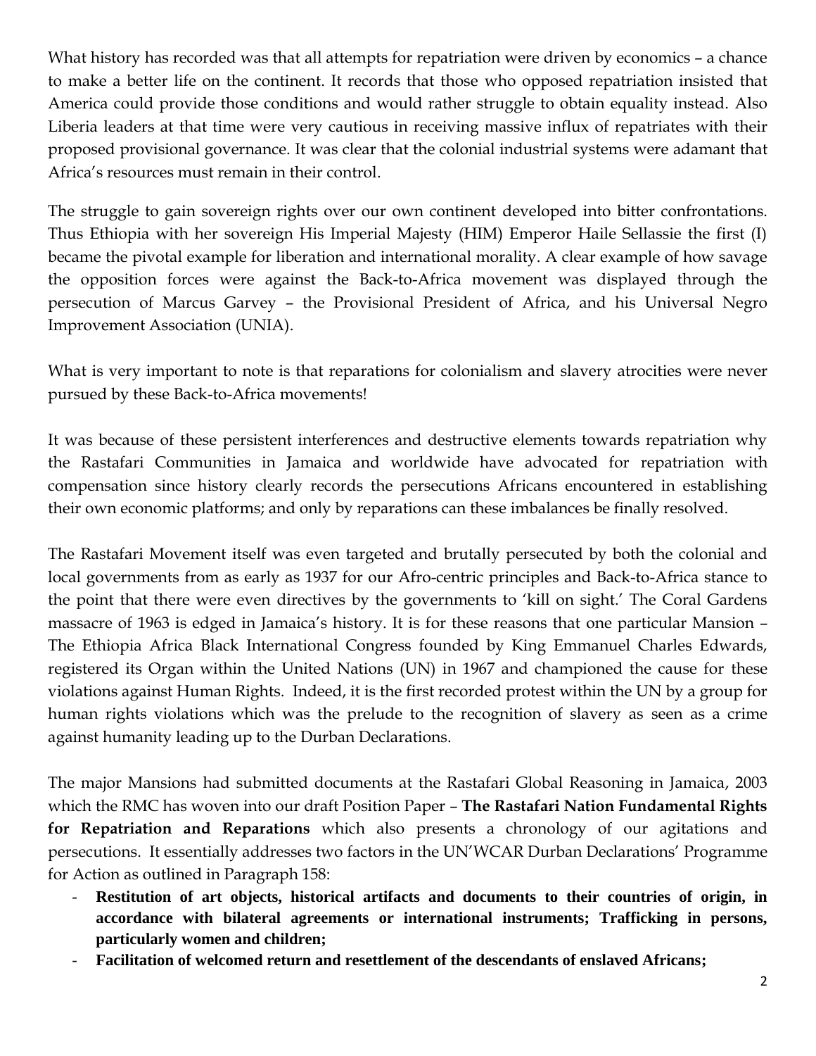What history has recorded was that all attempts for repatriation were driven by economics – a chance to make a better life on the continent. It records that those who opposed repatriation insisted that America could provide those conditions and would rather struggle to obtain equality instead. Also Liberia leaders at that time were very cautious in receiving massive influx of repatriates with their proposed provisional governance. It was clear that the colonial industrial systems were adamant that Africa's resources must remain in their control.

The struggle to gain sovereign rights over our own continent developed into bitter confrontations. Thus Ethiopia with her sovereign His Imperial Majesty (HIM) Emperor Haile Sellassie the first (I) became the pivotal example for liberation and international morality. A clear example of how savage the opposition forces were against the Back-to-Africa movement was displayed through the persecution of Marcus Garvey – the Provisional President of Africa, and his Universal Negro Improvement Association (UNIA).

What is very important to note is that reparations for colonialism and slavery atrocities were never pursued by these Back-to-Africa movements!

It was because of these persistent interferences and destructive elements towards repatriation why the Rastafari Communities in Jamaica and worldwide have advocated for repatriation with compensation since history clearly records the persecutions Africans encountered in establishing their own economic platforms; and only by reparations can these imbalances be finally resolved.

The Rastafari Movement itself was even targeted and brutally persecuted by both the colonial and local governments from as early as 1937 for our Afro-centric principles and Back-to-Africa stance to the point that there were even directives by the governments to 'kill on sight.' The Coral Gardens massacre of 1963 is edged in Jamaica's history. It is for these reasons that one particular Mansion – The Ethiopia Africa Black International Congress founded by King Emmanuel Charles Edwards, registered its Organ within the United Nations (UN) in 1967 and championed the cause for these violations against Human Rights. Indeed, it is the first recorded protest within the UN by a group for human rights violations which was the prelude to the recognition of slavery as seen as a crime against humanity leading up to the Durban Declarations.

The major Mansions had submitted documents at the Rastafari Global Reasoning in Jamaica, 2003 which the RMC has woven into our draft Position Paper – **The Rastafari Nation Fundamental Rights for Repatriation and Reparations** which also presents a chronology of our agitations and persecutions. It essentially addresses two factors in the UN'WCAR Durban Declarations' Programme for Action as outlined in Paragraph 158:

- **Restitution of art objects, historical artifacts and documents to their countries of origin, in accordance with bilateral agreements or international instruments; Trafficking in persons, particularly women and children;**
- **Facilitation of welcomed return and resettlement of the descendants of enslaved Africans;**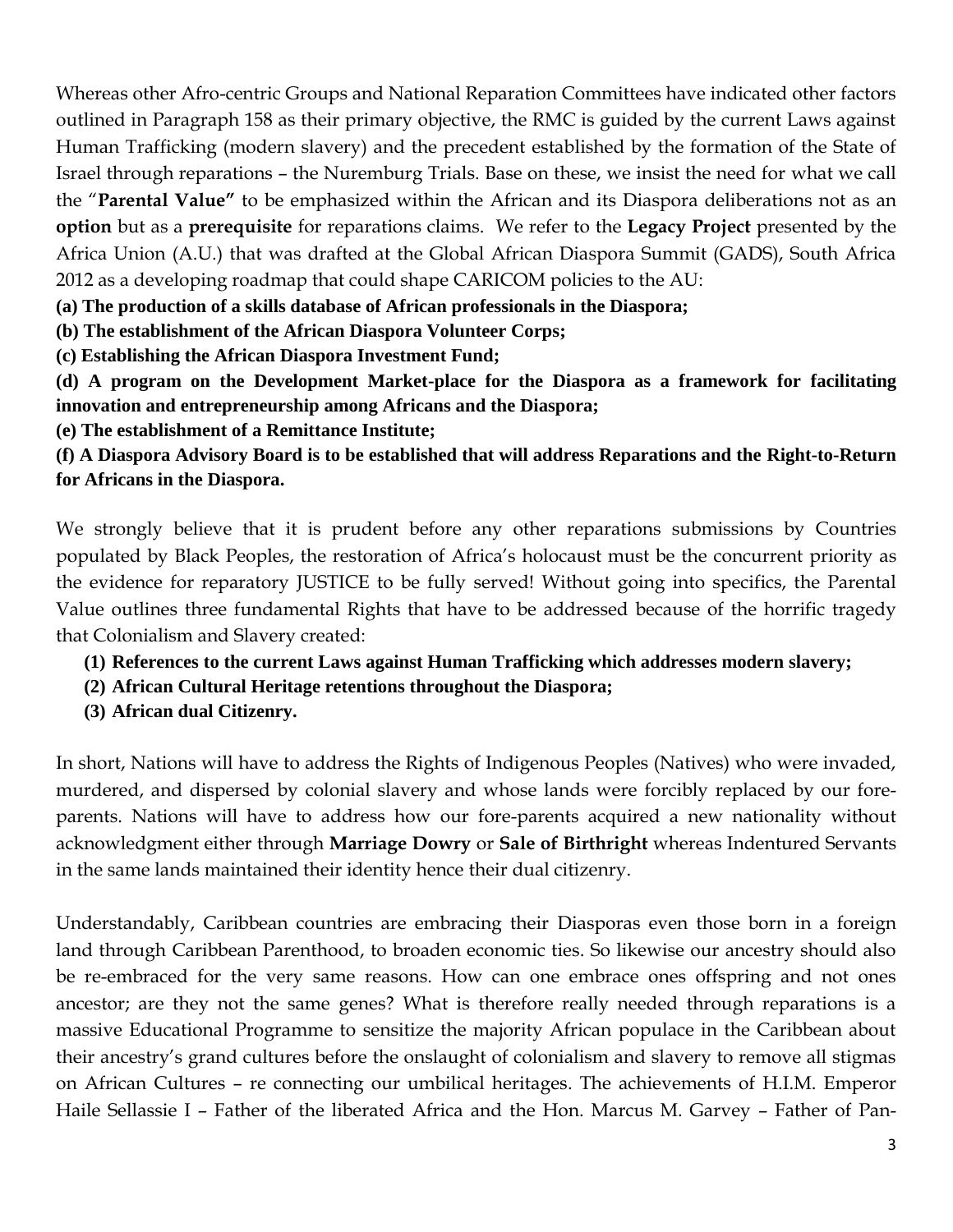Whereas other Afro-centric Groups and National Reparation Committees have indicated other factors outlined in Paragraph 158 as their primary objective, the RMC is guided by the current Laws against Human Trafficking (modern slavery) and the precedent established by the formation of the State of Israel through reparations – the Nuremburg Trials. Base on these, we insist the need for what we call the "**Parental Value"** to be emphasized within the African and its Diaspora deliberations not as an **option** but as a **prerequisite** for reparations claims. We refer to the **Legacy Project** presented by the Africa Union (A.U.) that was drafted at the Global African Diaspora Summit (GADS), South Africa 2012 as a developing roadmap that could shape CARICOM policies to the AU:

**(a) The production of a skills database of African professionals in the Diaspora;**

**(b) The establishment of the African Diaspora Volunteer Corps;**

**(c) Establishing the African Diaspora Investment Fund;**

**(d) A program on the Development Market-place for the Diaspora as a framework for facilitating innovation and entrepreneurship among Africans and the Diaspora;**

**(e) The establishment of a Remittance Institute;**

**(f) A Diaspora Advisory Board is to be established that will address Reparations and the Right-to-Return for Africans in the Diaspora.**

We strongly believe that it is prudent before any other reparations submissions by Countries populated by Black Peoples, the restoration of Africa's holocaust must be the concurrent priority as the evidence for reparatory JUSTICE to be fully served! Without going into specifics, the Parental Value outlines three fundamental Rights that have to be addressed because of the horrific tragedy that Colonialism and Slavery created:

1. **References to the current Laws against Human Trafficking which addresses modern slavery;**
2. **African Cultural Heritage retentions throughout the Diaspora;**
3. **African dual Citizenry.**

In short, Nations will have to address the Rights of Indigenous Peoples (Natives) who were invaded, murdered, and dispersed by colonial slavery and whose lands were forcibly replaced by our fore-parents. Nations will have to address how our fore-parents acquired a new nationality without acknowledgment either through **Marriage Dowry** or **Sale of Birthright** whereas Indentured Servants in the same lands maintained their identity hence their dual citizenry.

Understandably, Caribbean countries are embracing their Diasporas even those born in a foreign land through Caribbean Parenthood, to broaden economic ties. So likewise our ancestry should also be re-embraced for the very same reasons. How can one embrace ones offspring and not ones ancestor; are they not the same genes? What is therefore really needed through reparations is a massive Educational Programme to sensitize the majority African populace in the Caribbean about their ancestry's grand cultures before the onslaught of colonialism and slavery to remove all stigmas on African Cultures – re connecting our umbilical heritages. The achievements of H.I.M. Emperor Haile Sellassie I – Father of the liberated Africa and the Hon. Marcus M. Garvey – Father of Pan-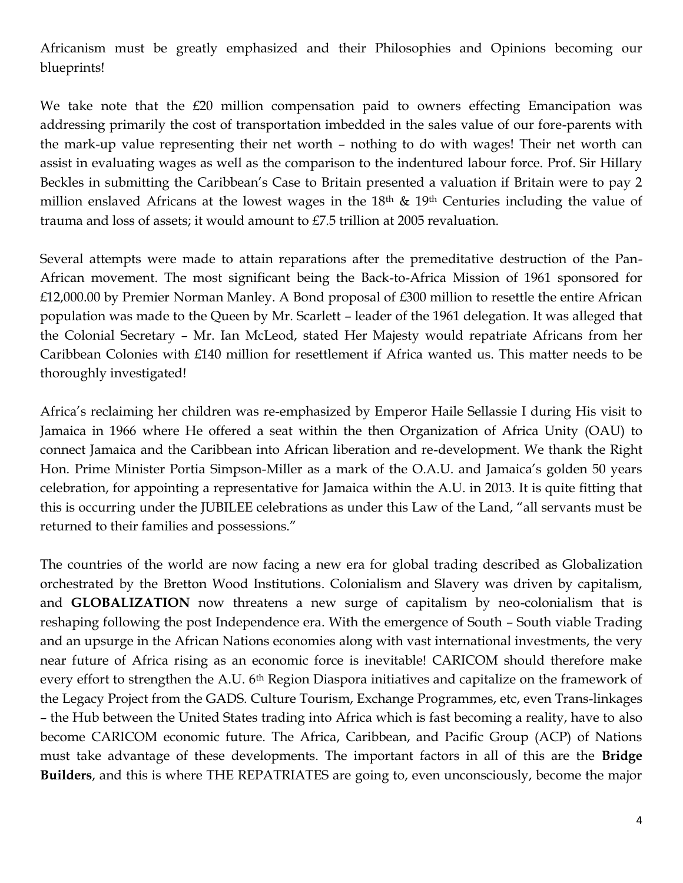Africanism must be greatly emphasized and their Philosophies and Opinions becoming our blueprints!

We take note that the £20 million compensation paid to owners effecting Emancipation was addressing primarily the cost of transportation imbedded in the sales value of our fore-parents with the mark-up value representing their net worth – nothing to do with wages! Their net worth can assist in evaluating wages as well as the comparison to the indentured labour force. Prof. Sir Hillary Beckles in submitting the Caribbean's Case to Britain presented a valuation if Britain were to pay 2 million enslaved Africans at the lowest wages in the 18th & 19th Centuries including the value of trauma and loss of assets; it would amount to £7.5 trillion at 2005 revaluation.

Several attempts were made to attain reparations after the premeditative destruction of the Pan-African movement. The most significant being the Back-to-Africa Mission of 1961 sponsored for £12,000.00 by Premier Norman Manley. A Bond proposal of £300 million to resettle the entire African population was made to the Queen by Mr. Scarlett – leader of the 1961 delegation. It was alleged that the Colonial Secretary – Mr. Ian McLeod, stated Her Majesty would repatriate Africans from her Caribbean Colonies with £140 million for resettlement if Africa wanted us. This matter needs to be thoroughly investigated!

Africa's reclaiming her children was re-emphasized by Emperor Haile Sellassie I during His visit to Jamaica in 1966 where He offered a seat within the then Organization of Africa Unity (OAU) to connect Jamaica and the Caribbean into African liberation and re-development. We thank the Right Hon. Prime Minister Portia Simpson-Miller as a mark of the O.A.U. and Jamaica's golden 50 years celebration, for appointing a representative for Jamaica within the A.U. in 2013. It is quite fitting that this is occurring under the JUBILEE celebrations as under this Law of the Land, "all servants must be returned to their families and possessions."

The countries of the world are now facing a new era for global trading described as Globalization orchestrated by the Bretton Wood Institutions. Colonialism and Slavery was driven by capitalism, and **GLOBALIZATION** now threatens a new surge of capitalism by neo-colonialism that is reshaping following the post Independence era. With the emergence of South – South viable Trading and an upsurge in the African Nations economies along with vast international investments, the very near future of Africa rising as an economic force is inevitable! CARICOM should therefore make every effort to strengthen the A.U. 6th Region Diaspora initiatives and capitalize on the framework of the Legacy Project from the GADS. Culture Tourism, Exchange Programmes, etc, even Trans-linkages – the Hub between the United States trading into Africa which is fast becoming a reality, have to also become CARICOM economic future. The Africa, Caribbean, and Pacific Group (ACP) of Nations must take advantage of these developments. The important factors in all of this are the **Bridge Builders**, and this is where THE REPATRIATES are going to, even unconsciously, become the major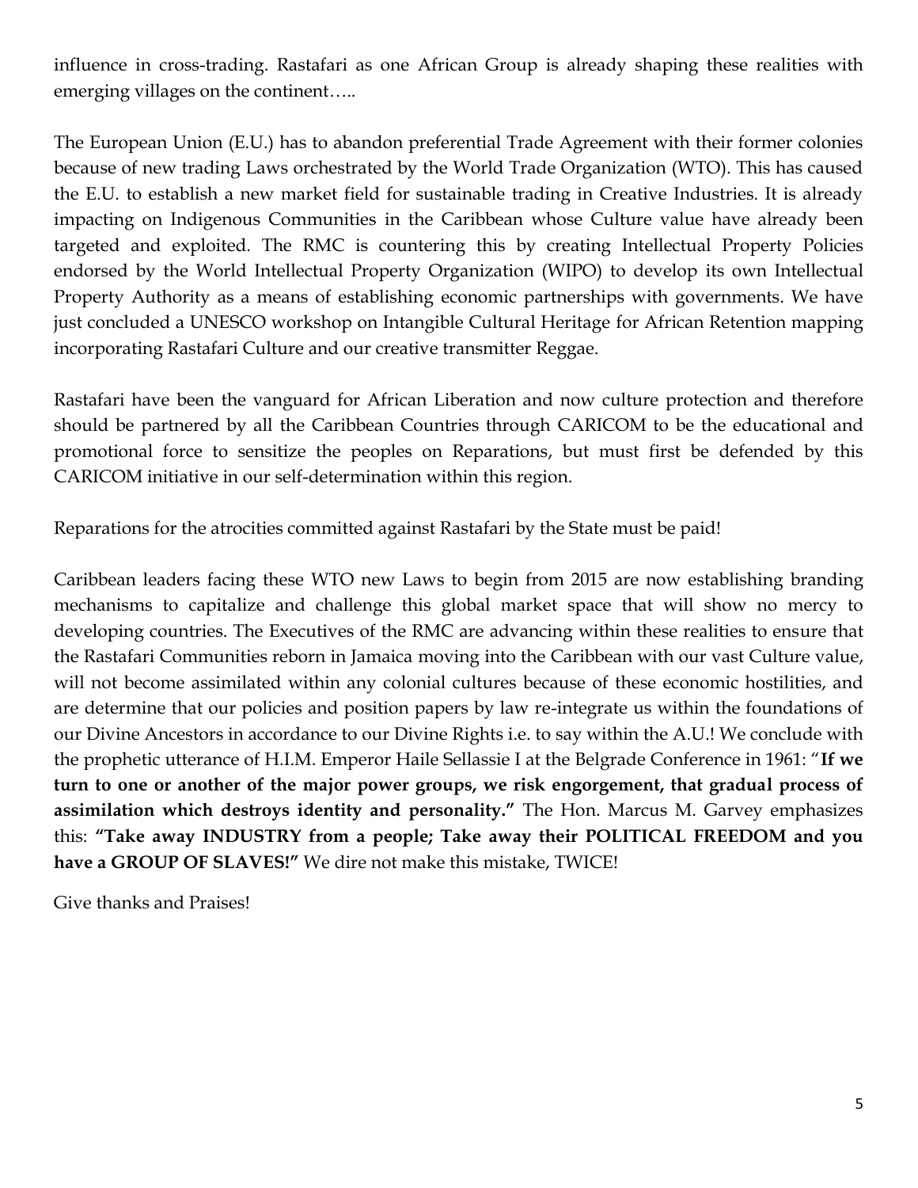influence in cross-trading. Rastafari as one African Group is already shaping these realities with emerging villages on the continent…..

The European Union (E.U.) has to abandon preferential Trade Agreement with their former colonies because of new trading Laws orchestrated by the World Trade Organization (WTO). This has caused the E.U. to establish a new market field for sustainable trading in Creative Industries. It is already impacting on Indigenous Communities in the Caribbean whose Culture value have already been targeted and exploited. The RMC is countering this by creating Intellectual Property Policies endorsed by the World Intellectual Property Organization (WIPO) to develop its own Intellectual Property Authority as a means of establishing economic partnerships with governments. We have just concluded a UNESCO workshop on Intangible Cultural Heritage for African Retention mapping incorporating Rastafari Culture and our creative transmitter Reggae.

Rastafari have been the vanguard for African Liberation and now culture protection and therefore should be partnered by all the Caribbean Countries through CARICOM to be the educational and promotional force to sensitize the peoples on Reparations, but must first be defended by this CARICOM initiative in our self-determination within this region.

Reparations for the atrocities committed against Rastafari by the State must be paid!

Caribbean leaders facing these WTO new Laws to begin from 2015 are now establishing branding mechanisms to capitalize and challenge this global market space that will show no mercy to developing countries. The Executives of the RMC are advancing within these realities to ensure that the Rastafari Communities reborn in Jamaica moving into the Caribbean with our vast Culture value, will not become assimilated within any colonial cultures because of these economic hostilities, and are determine that our policies and position papers by law re-integrate us within the foundations of our Divine Ancestors in accordance to our Divine Rights i.e. to say within the A.U.! We conclude with the prophetic utterance of H.I.M. Emperor Haile Sellassie I at the Belgrade Conference in 1961: "**If we turn to one or another of the major power groups, we risk engorgement, that gradual process of assimilation which destroys identity and personality."** The Hon. Marcus M. Garvey emphasizes this: **"Take away INDUSTRY from a people; Take away their POLITICAL FREEDOM and you have a GROUP OF SLAVES!"** We dire not make this mistake, TWICE!

Give thanks and Praises!